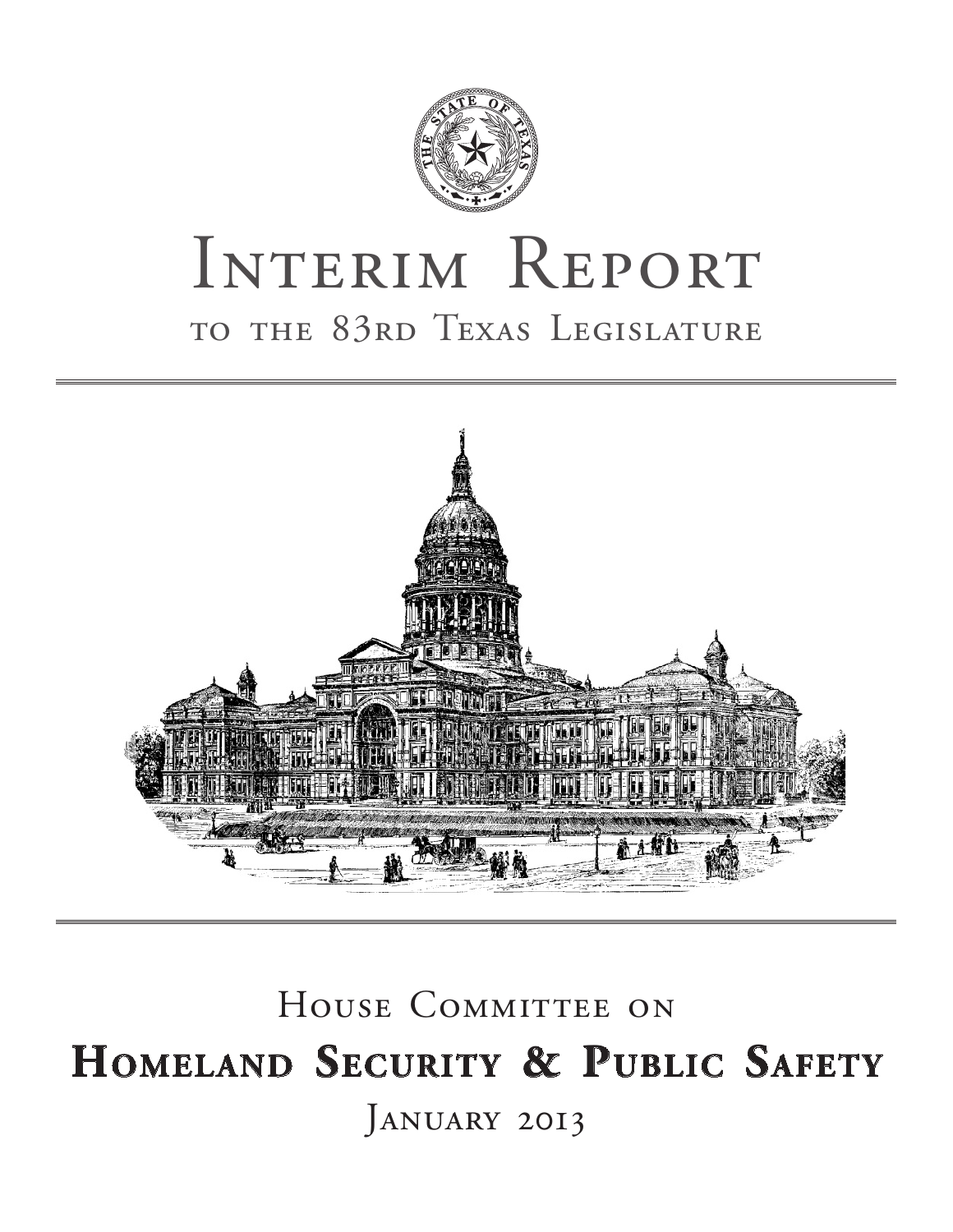# Interim Report

## to the 83rd Texas Legislature

House Committee on

# Homeland Security & Public Safety

January 2013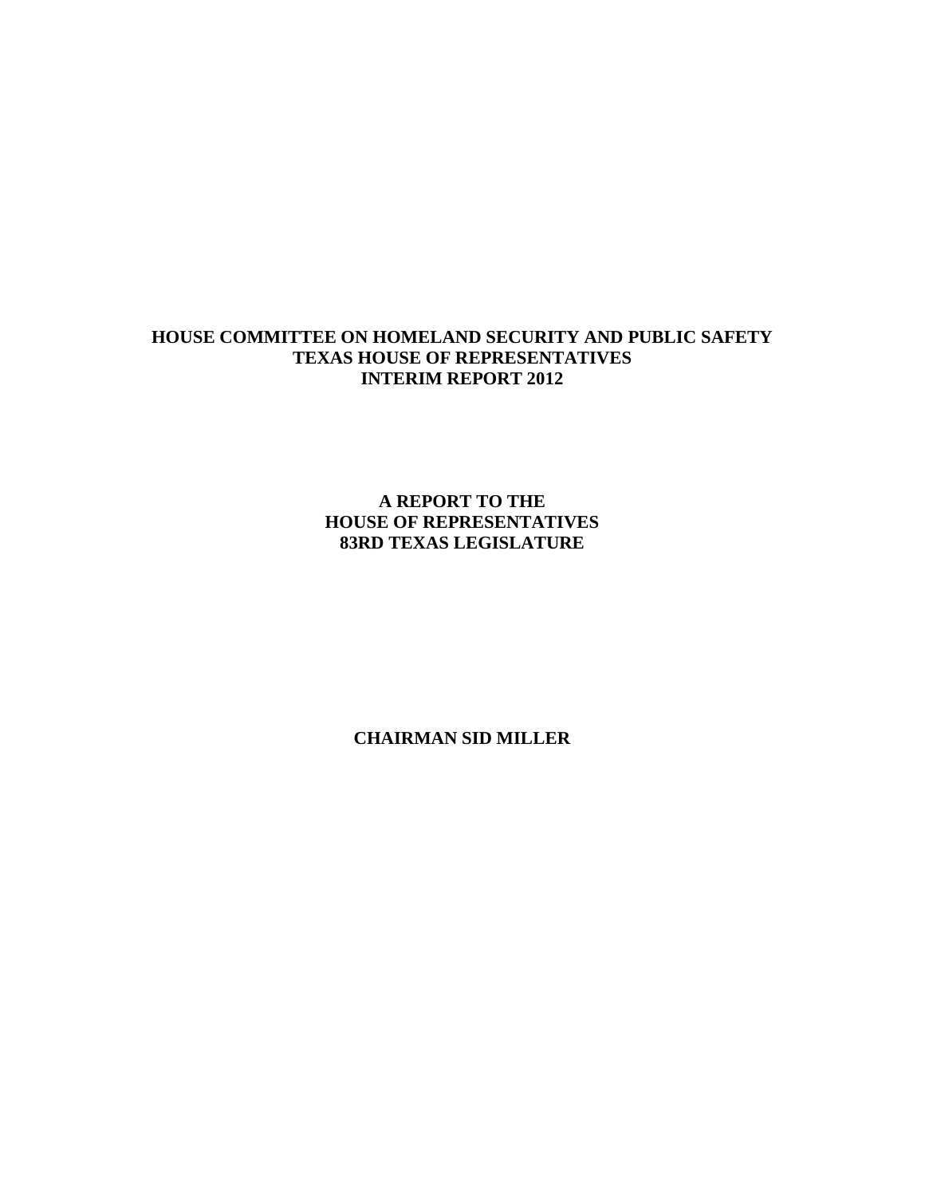# HOUSE COMMITTEE ON HOMELAND SECURITY AND PUBLIC SAFETY
# TEXAS HOUSE OF REPRESENTATIVES
# INTERIM REPORT 2012

## A REPORT TO THE
## HOUSE OF REPRESENTATIVES
## 83RD TEXAS LEGISLATURE

**CHAIRMAN SID MILLER**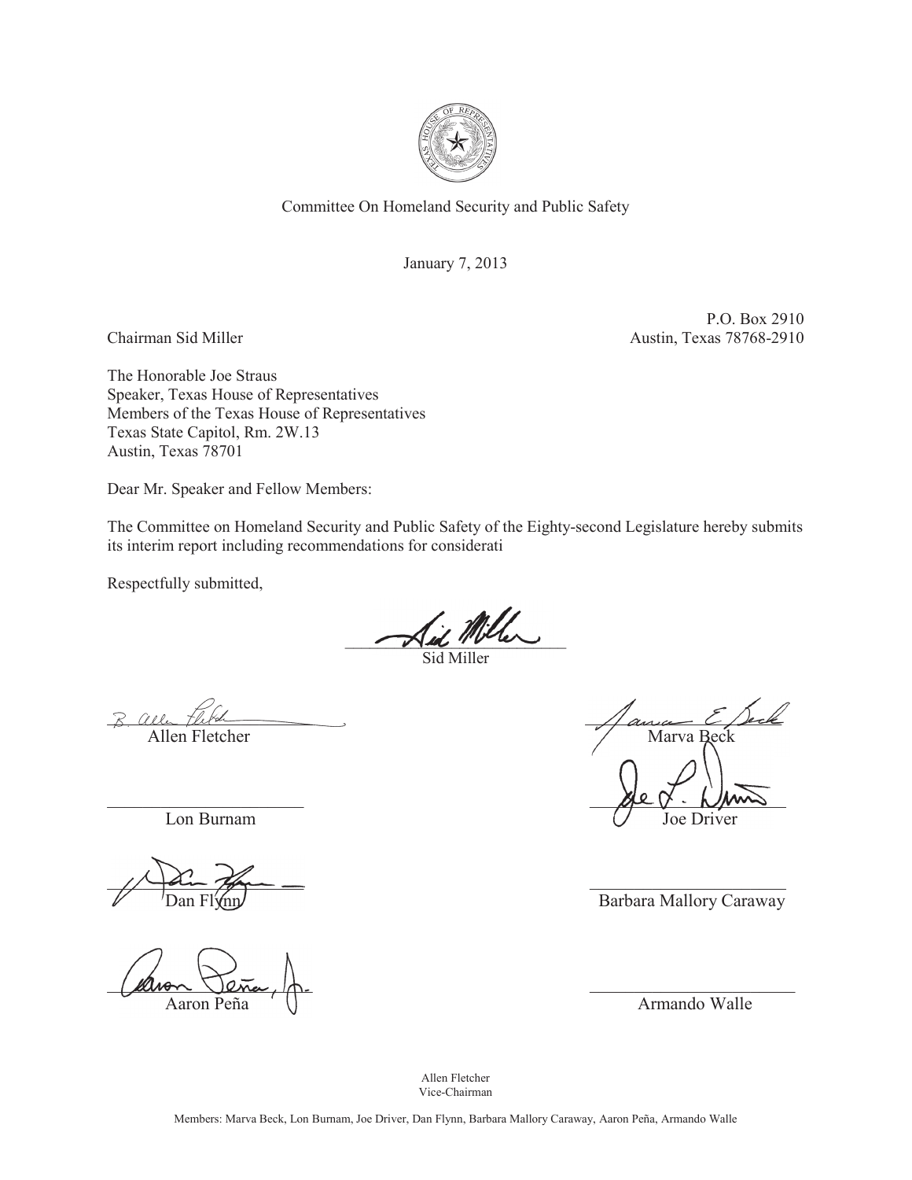Committee On Homeland Security and Public Safety

January 7, 2013

Chairman Sid Miller

P.O. Box 2910
Austin, Texas 78768-2910

The Honorable Joe Straus
Speaker, Texas House of Representatives
Members of the Texas House of Representatives
Texas State Capitol, Rm. 2W.13
Austin, Texas 78701

Dear Mr. Speaker and Fellow Members:

The Committee on Homeland Security and Public Safety of the Eighty-second Legislature hereby submits its interim report including recommendations for considerati

Respectfully submitted,

Sid Miller

| | |
|---|---|
| Allen Fletcher | Marva Beck |
| Lon Burnam | Joe Driver |
| Dan Flynn | Barbara Mallory Caraway |
| Aaron Peña | Armando Walle |

Allen Fletcher
Vice-Chairman

Members: Marva Beck, Lon Burnam, Joe Driver, Dan Flynn, Barbara Mallory Caraway, Aaron Peña, Armando Walle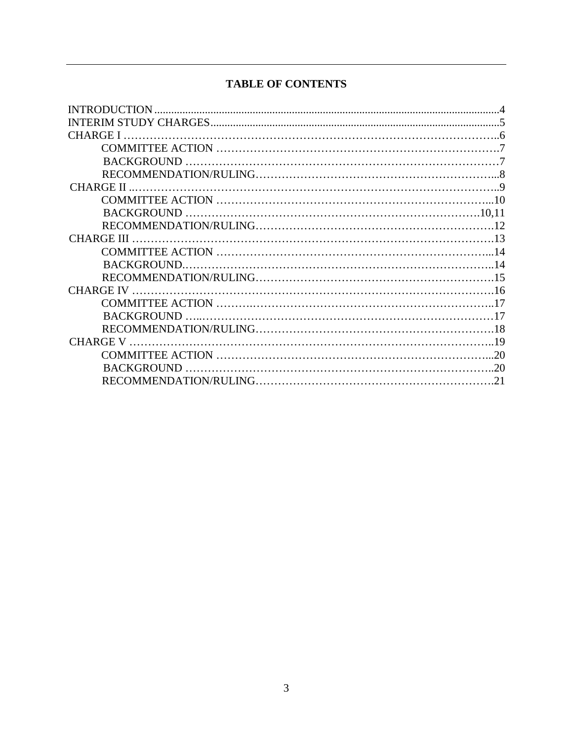## TABLE OF CONTENTS

INTRODUCTION .......................................................................................................................4
INTERIM STUDY CHARGES....................................................................................................5
CHARGE I …………………………………………………………………………………..6
  COMMITTEE ACTION ……………………………………………………………….7
  BACKGROUND ………………………………………………………………………7
  RECOMMENDATION/RULING……………………………………………………...8
CHARGE II ..………………………………………………………………………………..9
  COMMITTEE ACTION …………………………………………………………...10
  BACKGROUND ………………………………………………………………….10,11
  RECOMMENDATION/RULING……………………………………………………….12
CHARGE III ………………………………………………………………………………13
  COMMITTEE ACTION …………………………………………………………...14
  BACKGROUND.………………………………………………………………………..14
  RECOMMENDATION/RULING……………………………………………………….15
CHARGE IV ………………………………………………………………………………16
  COMMITTEE ACTION ………………………………………………………………..17
  BACKGROUND …..…………………………………………………………………17
  RECOMMENDATION/RULING……………………………………………………….18
CHARGE V ………………………………………………………………………………..19
  COMMITTEE ACTION …………………………………………………………...20
  BACKGROUND …………………………………………………………………..20
  RECOMMENDATION/RULING……………………………………………………….21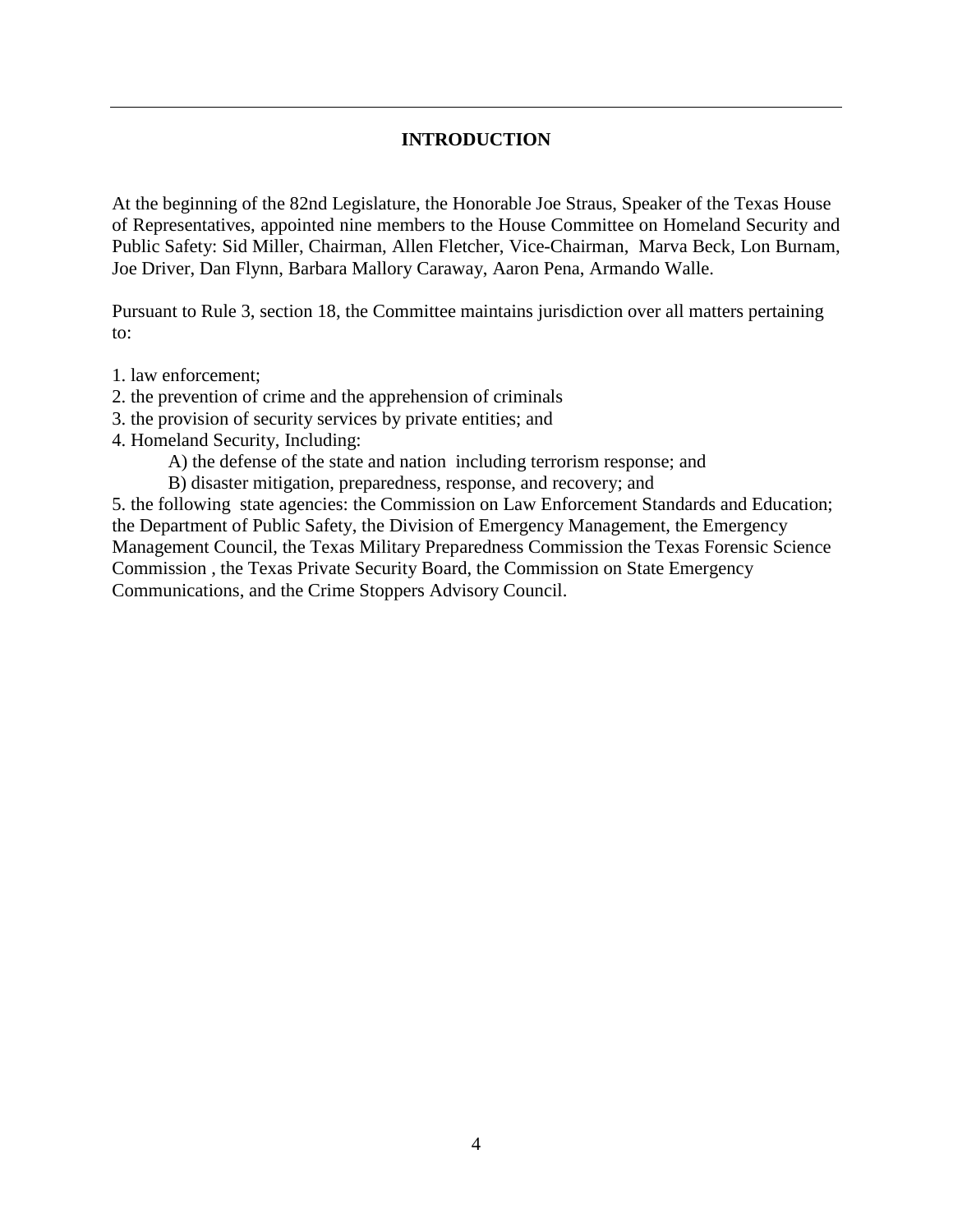## INTRODUCTION

At the beginning of the 82nd Legislature, the Honorable Joe Straus, Speaker of the Texas House of Representatives, appointed nine members to the House Committee on Homeland Security and Public Safety: Sid Miller, Chairman, Allen Fletcher, Vice-Chairman, Marva Beck, Lon Burnam, Joe Driver, Dan Flynn, Barbara Mallory Caraway, Aaron Pena, Armando Walle.

Pursuant to Rule 3, section 18, the Committee maintains jurisdiction over all matters pertaining to:

1. law enforcement;
2. the prevention of crime and the apprehension of criminals
3. the provision of security services by private entities; and
4. Homeland Security, Including:
   A) the defense of the state and nation including terrorism response; and
   B) disaster mitigation, preparedness, response, and recovery; and
5. the following state agencies: the Commission on Law Enforcement Standards and Education; the Department of Public Safety, the Division of Emergency Management, the Emergency Management Council, the Texas Military Preparedness Commission the Texas Forensic Science Commission , the Texas Private Security Board, the Commission on State Emergency Communications, and the Crime Stoppers Advisory Council.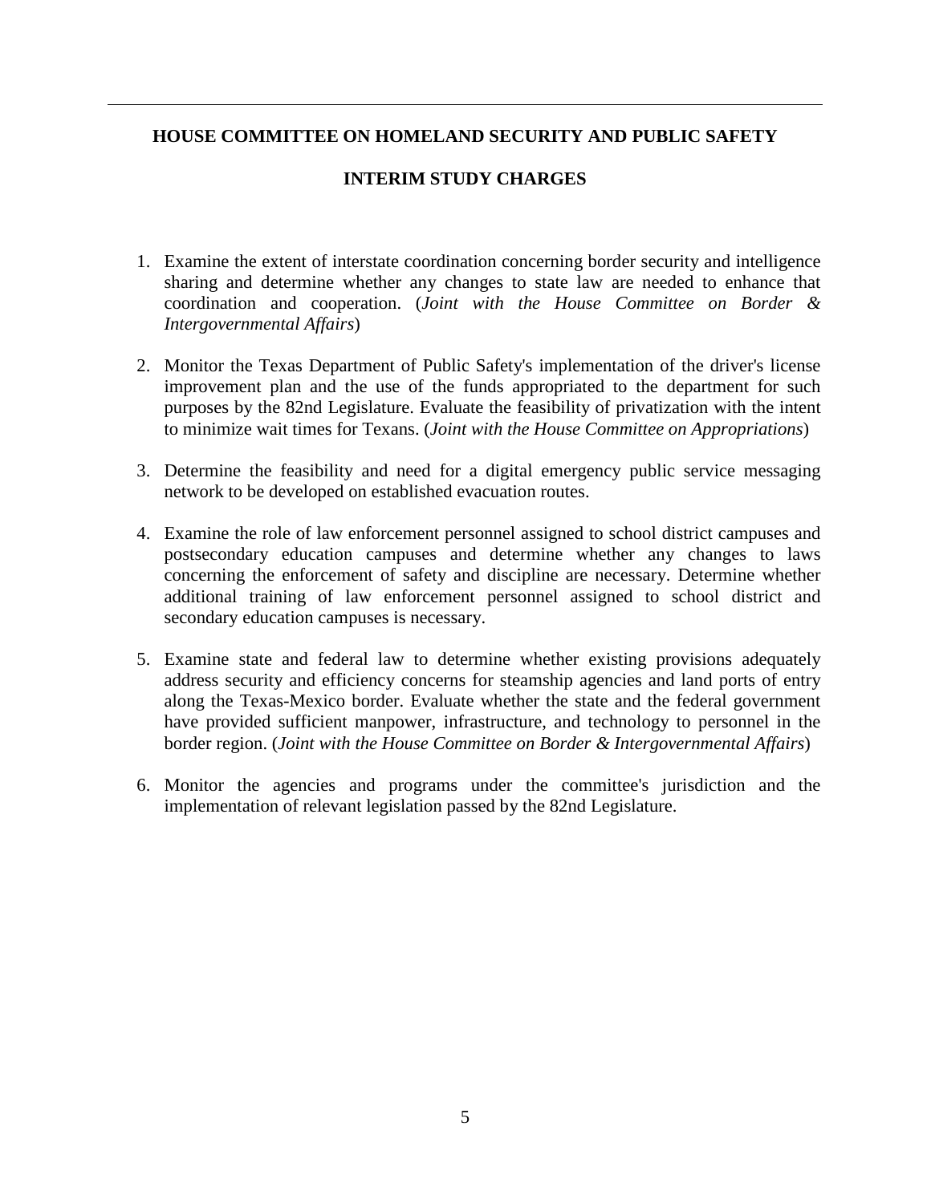## HOUSE COMMITTEE ON HOMELAND SECURITY AND PUBLIC SAFETY

## INTERIM STUDY CHARGES

1. Examine the extent of interstate coordination concerning border security and intelligence sharing and determine whether any changes to state law are needed to enhance that coordination and cooperation. (*Joint with the House Committee on Border & Intergovernmental Affairs*)

2. Monitor the Texas Department of Public Safety's implementation of the driver's license improvement plan and the use of the funds appropriated to the department for such purposes by the 82nd Legislature. Evaluate the feasibility of privatization with the intent to minimize wait times for Texans. (*Joint with the House Committee on Appropriations*)

3. Determine the feasibility and need for a digital emergency public service messaging network to be developed on established evacuation routes.

4. Examine the role of law enforcement personnel assigned to school district campuses and postsecondary education campuses and determine whether any changes to laws concerning the enforcement of safety and discipline are necessary. Determine whether additional training of law enforcement personnel assigned to school district and secondary education campuses is necessary.

5. Examine state and federal law to determine whether existing provisions adequately address security and efficiency concerns for steamship agencies and land ports of entry along the Texas-Mexico border. Evaluate whether the state and the federal government have provided sufficient manpower, infrastructure, and technology to personnel in the border region. (*Joint with the House Committee on Border & Intergovernmental Affairs*)

6. Monitor the agencies and programs under the committee's jurisdiction and the implementation of relevant legislation passed by the 82nd Legislature.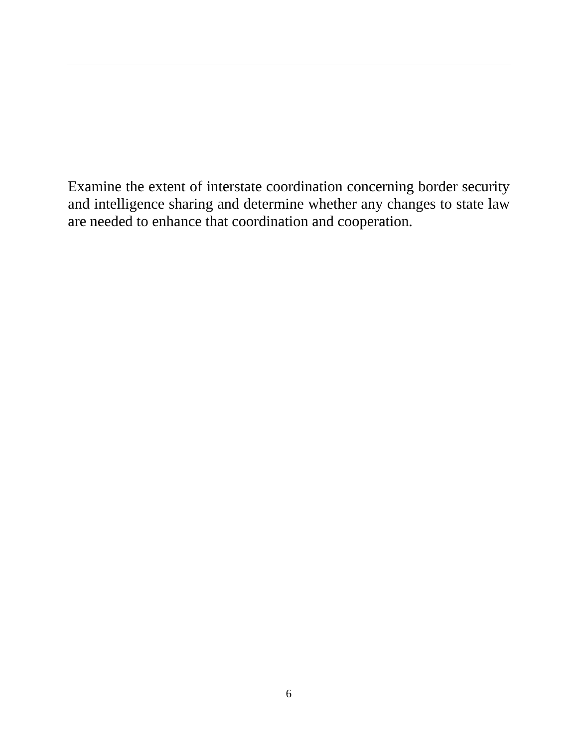Examine the extent of interstate coordination concerning border security and intelligence sharing and determine whether any changes to state law are needed to enhance that coordination and cooperation.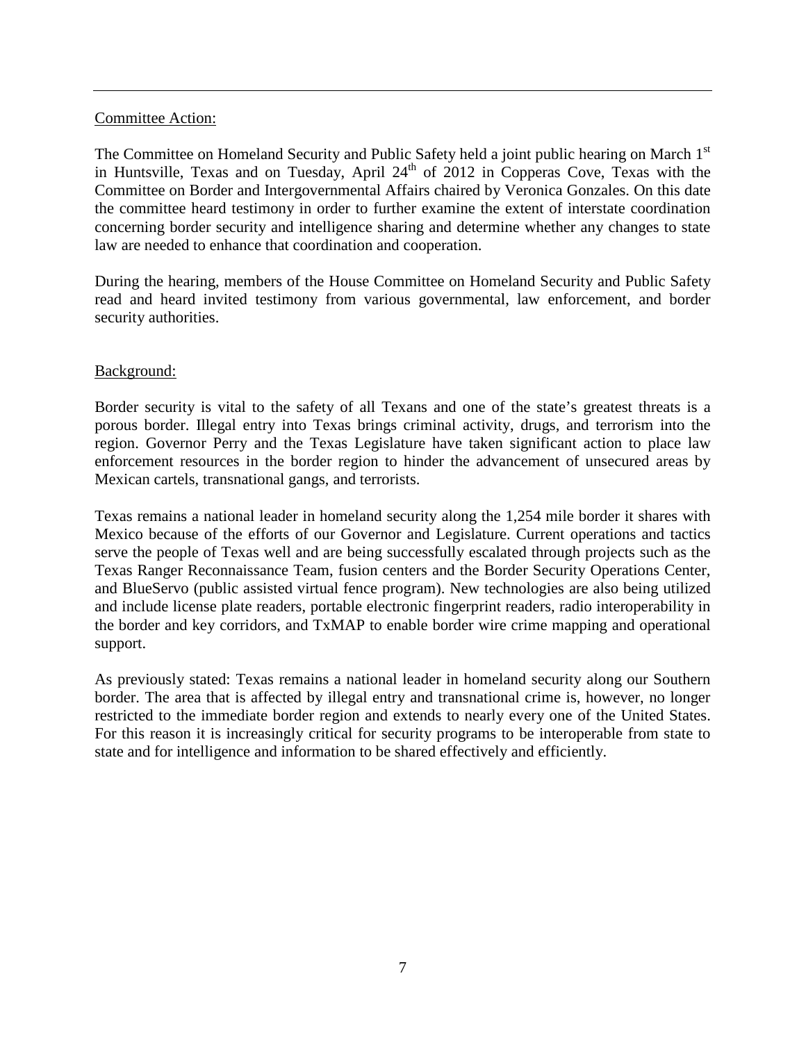Committee Action:

The Committee on Homeland Security and Public Safety held a joint public hearing on March 1st in Huntsville, Texas and on Tuesday, April 24th of 2012 in Copperas Cove, Texas with the Committee on Border and Intergovernmental Affairs chaired by Veronica Gonzales. On this date the committee heard testimony in order to further examine the extent of interstate coordination concerning border security and intelligence sharing and determine whether any changes to state law are needed to enhance that coordination and cooperation.

During the hearing, members of the House Committee on Homeland Security and Public Safety read and heard invited testimony from various governmental, law enforcement, and border security authorities.

Background:

Border security is vital to the safety of all Texans and one of the state's greatest threats is a porous border. Illegal entry into Texas brings criminal activity, drugs, and terrorism into the region. Governor Perry and the Texas Legislature have taken significant action to place law enforcement resources in the border region to hinder the advancement of unsecured areas by Mexican cartels, transnational gangs, and terrorists.

Texas remains a national leader in homeland security along the 1,254 mile border it shares with Mexico because of the efforts of our Governor and Legislature. Current operations and tactics serve the people of Texas well and are being successfully escalated through projects such as the Texas Ranger Reconnaissance Team, fusion centers and the Border Security Operations Center, and BlueServo (public assisted virtual fence program). New technologies are also being utilized and include license plate readers, portable electronic fingerprint readers, radio interoperability in the border and key corridors, and TxMAP to enable border wire crime mapping and operational support.

As previously stated: Texas remains a national leader in homeland security along our Southern border. The area that is affected by illegal entry and transnational crime is, however, no longer restricted to the immediate border region and extends to nearly every one of the United States. For this reason it is increasingly critical for security programs to be interoperable from state to state and for intelligence and information to be shared effectively and efficiently.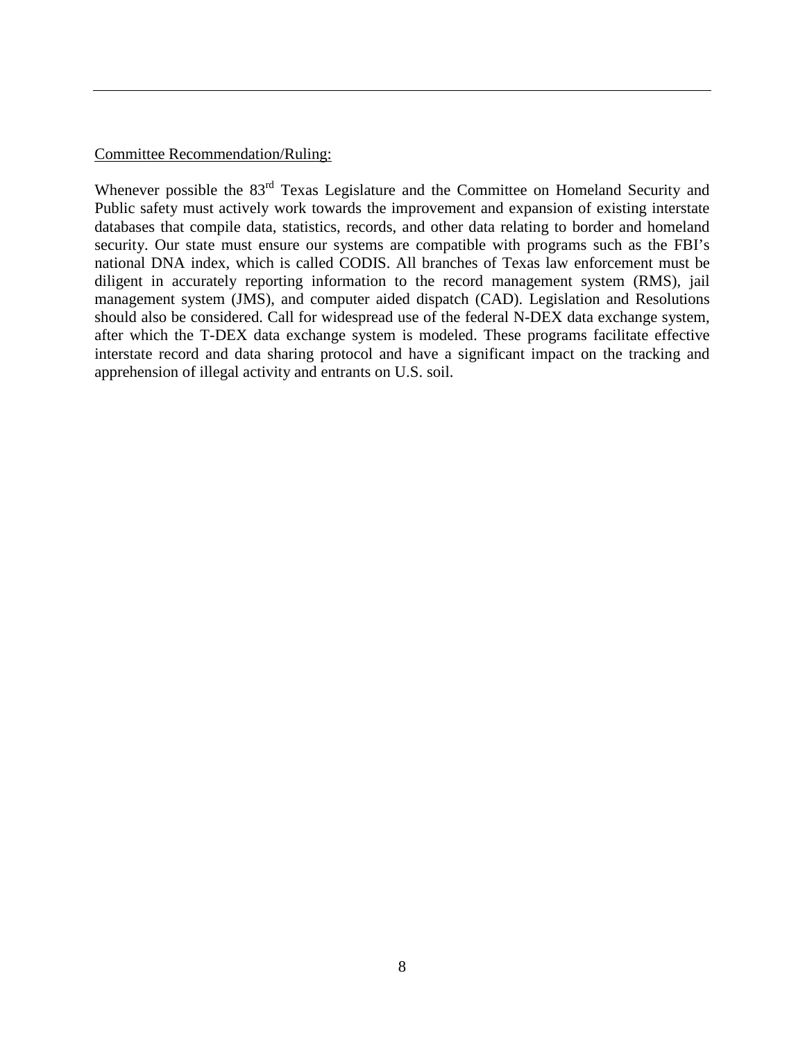Committee Recommendation/Ruling:

Whenever possible the 83rd Texas Legislature and the Committee on Homeland Security and Public safety must actively work towards the improvement and expansion of existing interstate databases that compile data, statistics, records, and other data relating to border and homeland security. Our state must ensure our systems are compatible with programs such as the FBI's national DNA index, which is called CODIS. All branches of Texas law enforcement must be diligent in accurately reporting information to the record management system (RMS), jail management system (JMS), and computer aided dispatch (CAD). Legislation and Resolutions should also be considered. Call for widespread use of the federal N-DEX data exchange system, after which the T-DEX data exchange system is modeled. These programs facilitate effective interstate record and data sharing protocol and have a significant impact on the tracking and apprehension of illegal activity and entrants on U.S. soil.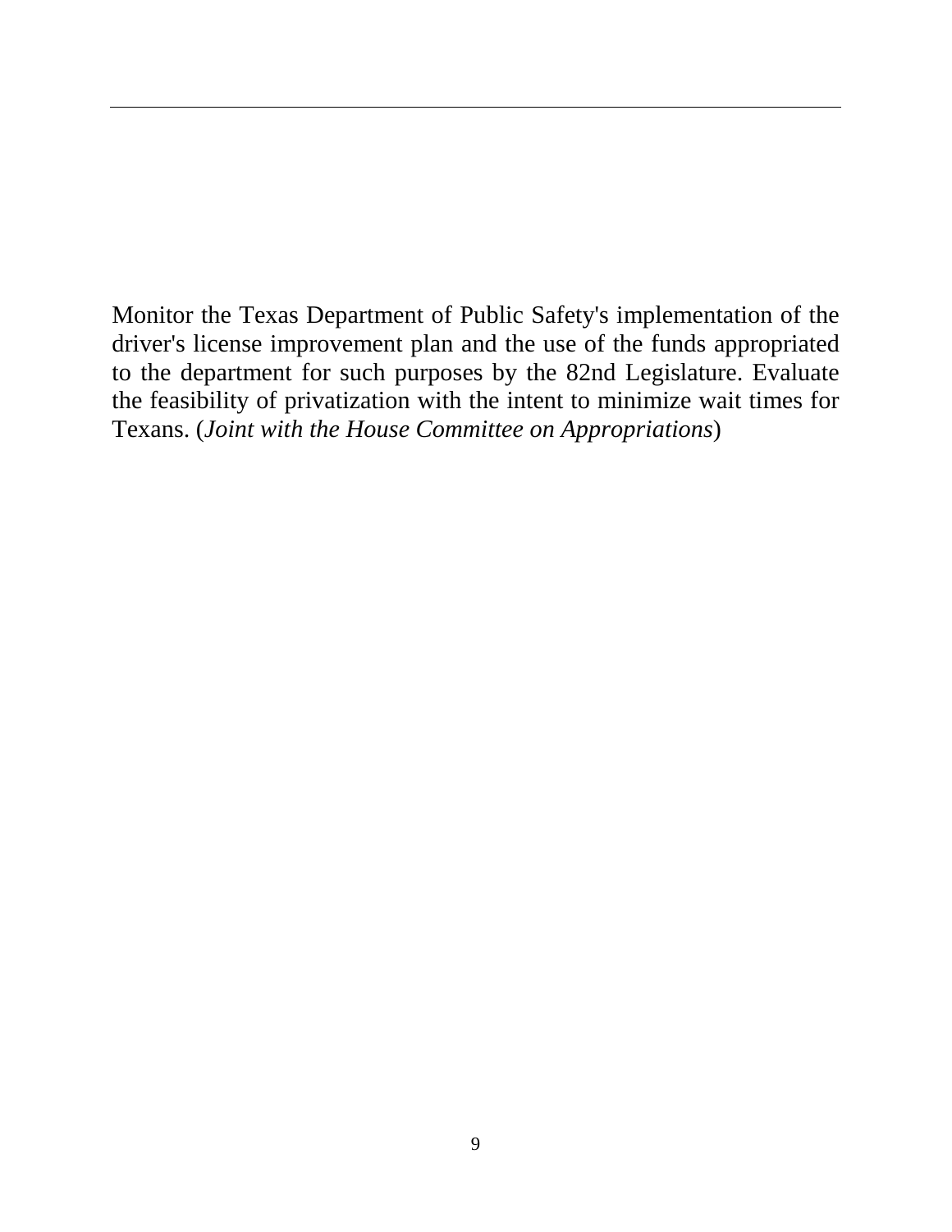Monitor the Texas Department of Public Safety's implementation of the driver's license improvement plan and the use of the funds appropriated to the department for such purposes by the 82nd Legislature. Evaluate the feasibility of privatization with the intent to minimize wait times for Texans. (*Joint with the House Committee on Appropriations*)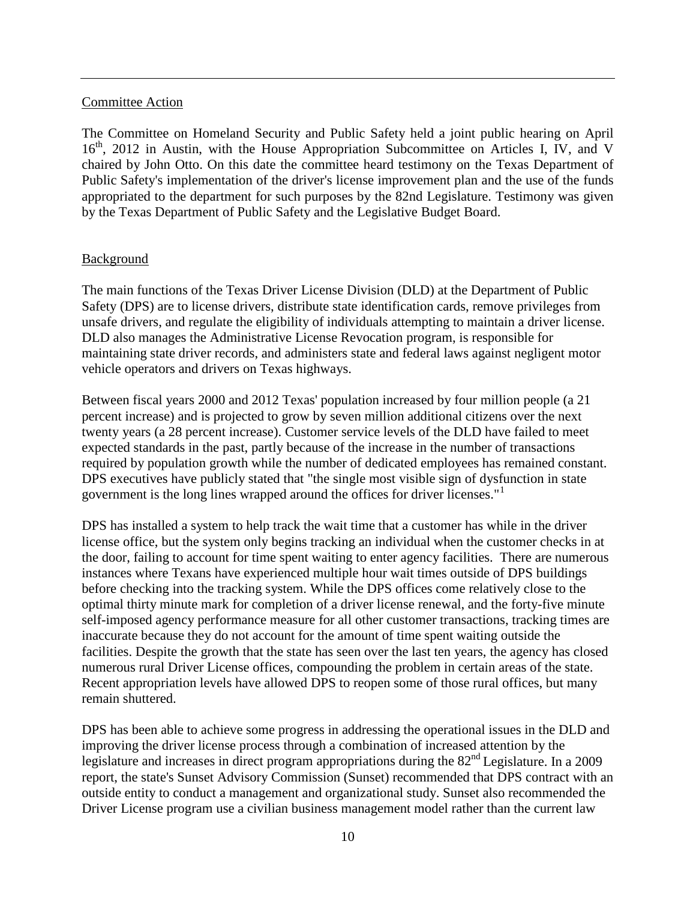Committee Action

The Committee on Homeland Security and Public Safety held a joint public hearing on April 16th, 2012 in Austin, with the House Appropriation Subcommittee on Articles I, IV, and V chaired by John Otto. On this date the committee heard testimony on the Texas Department of Public Safety's implementation of the driver's license improvement plan and the use of the funds appropriated to the department for such purposes by the 82nd Legislature. Testimony was given by the Texas Department of Public Safety and the Legislative Budget Board.

Background

The main functions of the Texas Driver License Division (DLD) at the Department of Public Safety (DPS) are to license drivers, distribute state identification cards, remove privileges from unsafe drivers, and regulate the eligibility of individuals attempting to maintain a driver license. DLD also manages the Administrative License Revocation program, is responsible for maintaining state driver records, and administers state and federal laws against negligent motor vehicle operators and drivers on Texas highways.

Between fiscal years 2000 and 2012 Texas' population increased by four million people (a 21 percent increase) and is projected to grow by seven million additional citizens over the next twenty years (a 28 percent increase). Customer service levels of the DLD have failed to meet expected standards in the past, partly because of the increase in the number of transactions required by population growth while the number of dedicated employees has remained constant. DPS executives have publicly stated that "the single most visible sign of dysfunction in state government is the long lines wrapped around the offices for driver licenses."[1]

DPS has installed a system to help track the wait time that a customer has while in the driver license office, but the system only begins tracking an individual when the customer checks in at the door, failing to account for time spent waiting to enter agency facilities. There are numerous instances where Texans have experienced multiple hour wait times outside of DPS buildings before checking into the tracking system. While the DPS offices come relatively close to the optimal thirty minute mark for completion of a driver license renewal, and the forty-five minute self-imposed agency performance measure for all other customer transactions, tracking times are inaccurate because they do not account for the amount of time spent waiting outside the facilities. Despite the growth that the state has seen over the last ten years, the agency has closed numerous rural Driver License offices, compounding the problem in certain areas of the state. Recent appropriation levels have allowed DPS to reopen some of those rural offices, but many remain shuttered.

DPS has been able to achieve some progress in addressing the operational issues in the DLD and improving the driver license process through a combination of increased attention by the legislature and increases in direct program appropriations during the 82nd Legislature. In a 2009 report, the state's Sunset Advisory Commission (Sunset) recommended that DPS contract with an outside entity to conduct a management and organizational study. Sunset also recommended the Driver License program use a civilian business management model rather than the current law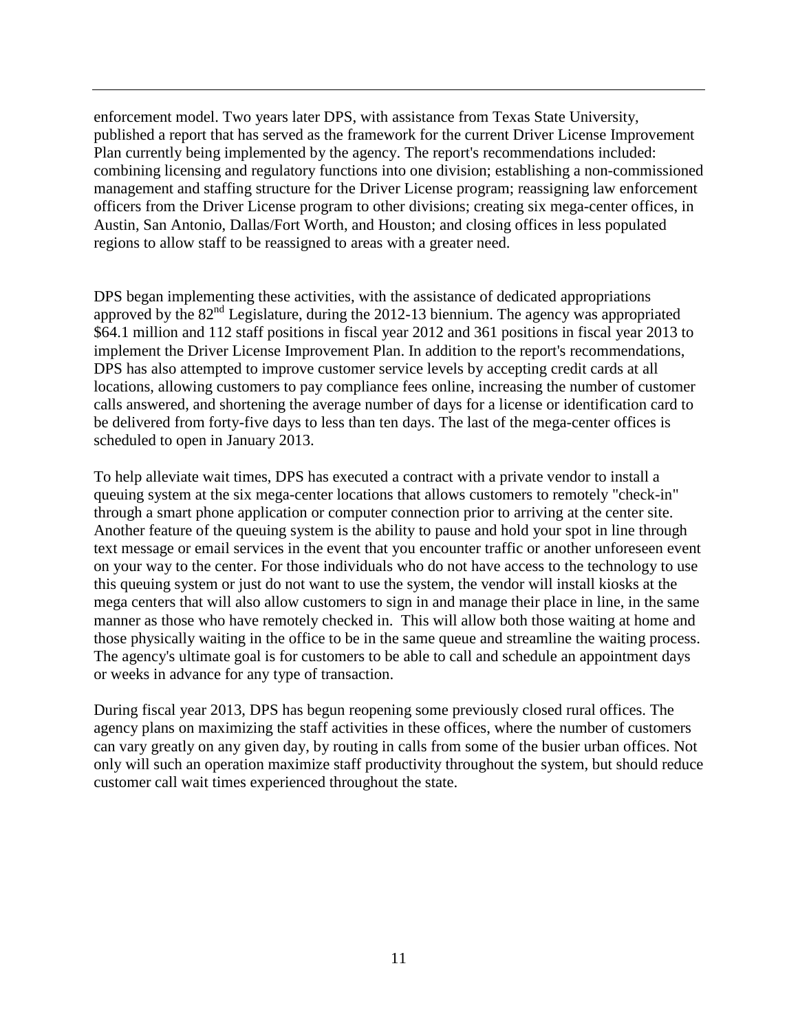enforcement model. Two years later DPS, with assistance from Texas State University, published a report that has served as the framework for the current Driver License Improvement Plan currently being implemented by the agency. The report's recommendations included: combining licensing and regulatory functions into one division; establishing a non-commissioned management and staffing structure for the Driver License program; reassigning law enforcement officers from the Driver License program to other divisions; creating six mega-center offices, in Austin, San Antonio, Dallas/Fort Worth, and Houston; and closing offices in less populated regions to allow staff to be reassigned to areas with a greater need.

DPS began implementing these activities, with the assistance of dedicated appropriations approved by the 82nd Legislature, during the 2012-13 biennium. The agency was appropriated \$64.1 million and 112 staff positions in fiscal year 2012 and 361 positions in fiscal year 2013 to implement the Driver License Improvement Plan. In addition to the report's recommendations, DPS has also attempted to improve customer service levels by accepting credit cards at all locations, allowing customers to pay compliance fees online, increasing the number of customer calls answered, and shortening the average number of days for a license or identification card to be delivered from forty-five days to less than ten days. The last of the mega-center offices is scheduled to open in January 2013.

To help alleviate wait times, DPS has executed a contract with a private vendor to install a queuing system at the six mega-center locations that allows customers to remotely "check-in" through a smart phone application or computer connection prior to arriving at the center site. Another feature of the queuing system is the ability to pause and hold your spot in line through text message or email services in the event that you encounter traffic or another unforeseen event on your way to the center. For those individuals who do not have access to the technology to use this queuing system or just do not want to use the system, the vendor will install kiosks at the mega centers that will also allow customers to sign in and manage their place in line, in the same manner as those who have remotely checked in. This will allow both those waiting at home and those physically waiting in the office to be in the same queue and streamline the waiting process. The agency's ultimate goal is for customers to be able to call and schedule an appointment days or weeks in advance for any type of transaction.

During fiscal year 2013, DPS has begun reopening some previously closed rural offices. The agency plans on maximizing the staff activities in these offices, where the number of customers can vary greatly on any given day, by routing in calls from some of the busier urban offices. Not only will such an operation maximize staff productivity throughout the system, but should reduce customer call wait times experienced throughout the state.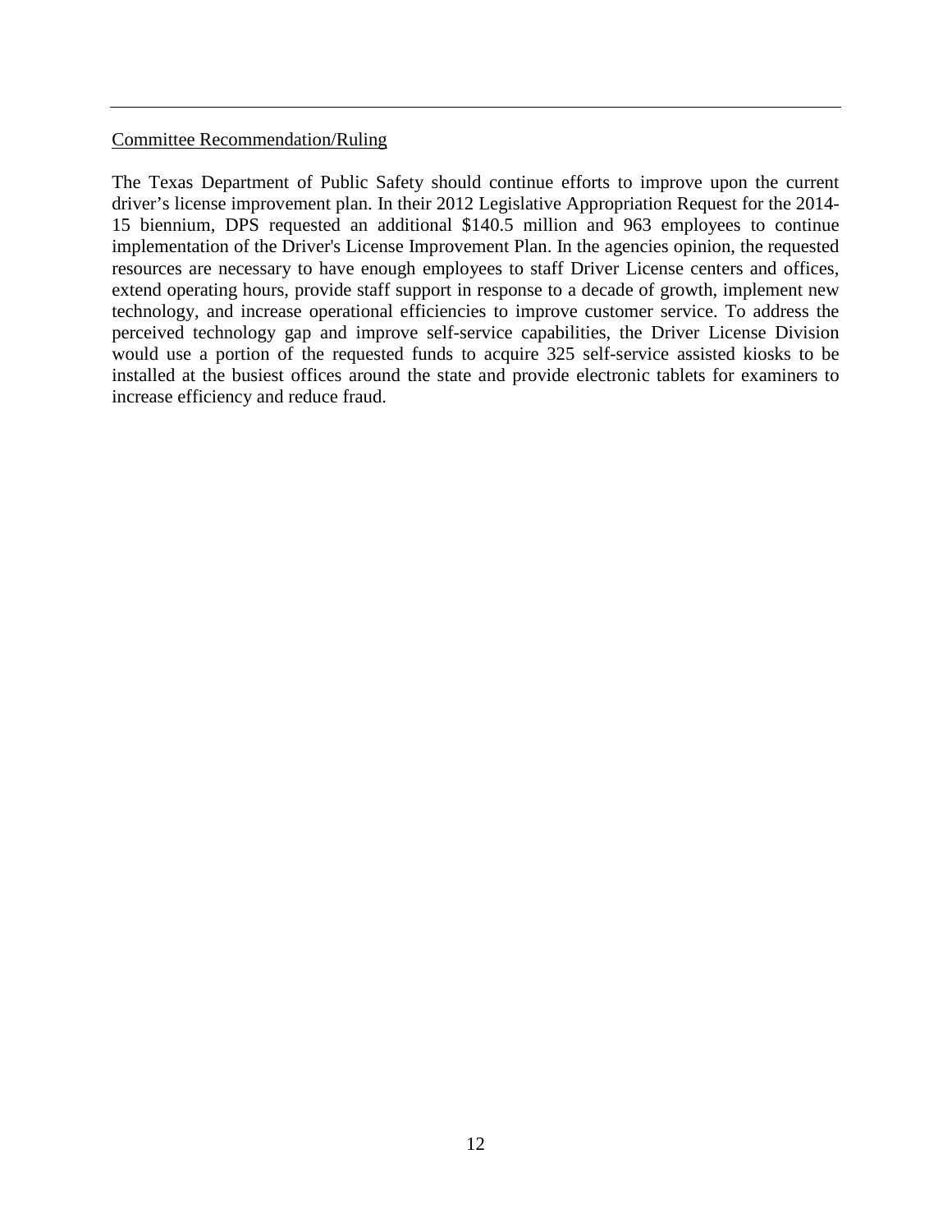Committee Recommendation/Ruling

The Texas Department of Public Safety should continue efforts to improve upon the current driver's license improvement plan. In their 2012 Legislative Appropriation Request for the 2014-15 biennium, DPS requested an additional $140.5 million and 963 employees to continue implementation of the Driver's License Improvement Plan. In the agencies opinion, the requested resources are necessary to have enough employees to staff Driver License centers and offices, extend operating hours, provide staff support in response to a decade of growth, implement new technology, and increase operational efficiencies to improve customer service. To address the perceived technology gap and improve self-service capabilities, the Driver License Division would use a portion of the requested funds to acquire 325 self-service assisted kiosks to be installed at the busiest offices around the state and provide electronic tablets for examiners to increase efficiency and reduce fraud.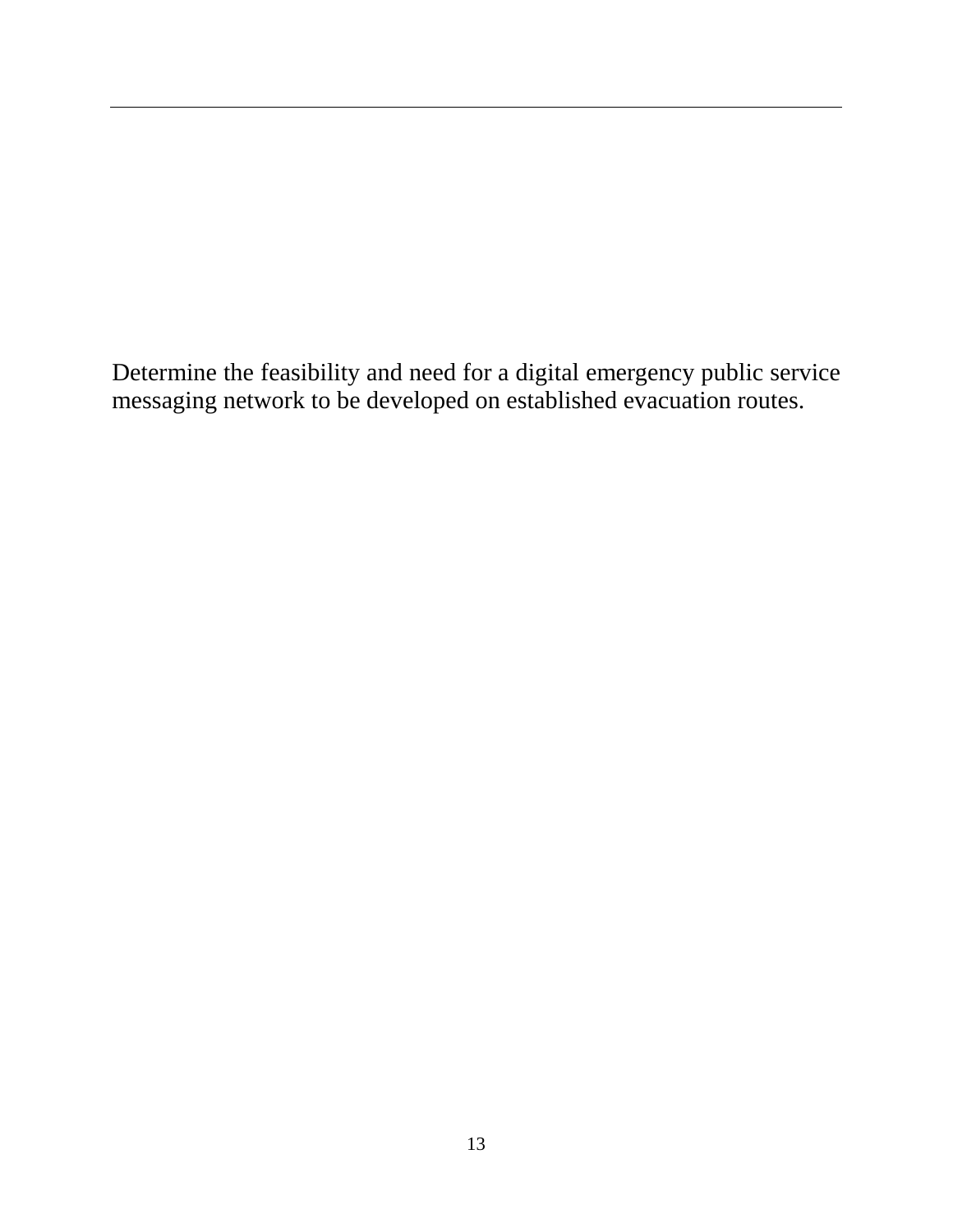Determine the feasibility and need for a digital emergency public service messaging network to be developed on established evacuation routes.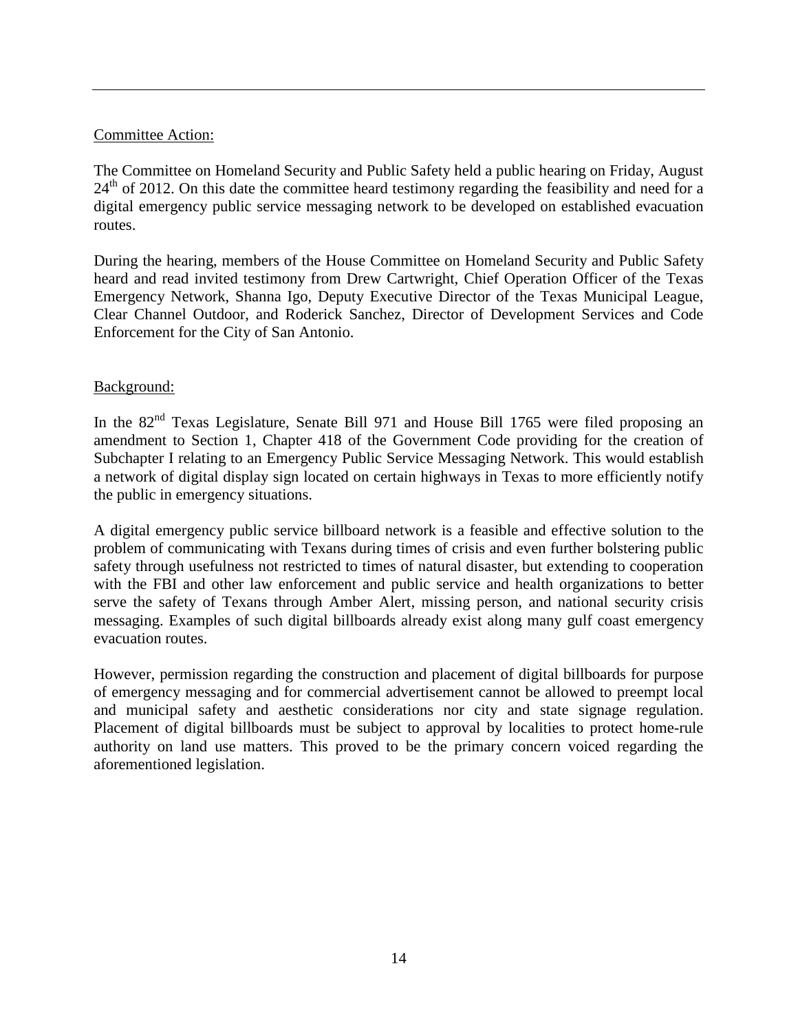---

Committee Action:

The Committee on Homeland Security and Public Safety held a public hearing on Friday, August 24th of 2012. On this date the committee heard testimony regarding the feasibility and need for a digital emergency public service messaging network to be developed on established evacuation routes.

During the hearing, members of the House Committee on Homeland Security and Public Safety heard and read invited testimony from Drew Cartwright, Chief Operation Officer of the Texas Emergency Network, Shanna Igo, Deputy Executive Director of the Texas Municipal League, Clear Channel Outdoor, and Roderick Sanchez, Director of Development Services and Code Enforcement for the City of San Antonio.

Background:

In the 82nd Texas Legislature, Senate Bill 971 and House Bill 1765 were filed proposing an amendment to Section 1, Chapter 418 of the Government Code providing for the creation of Subchapter I relating to an Emergency Public Service Messaging Network. This would establish a network of digital display sign located on certain highways in Texas to more efficiently notify the public in emergency situations.

A digital emergency public service billboard network is a feasible and effective solution to the problem of communicating with Texans during times of crisis and even further bolstering public safety through usefulness not restricted to times of natural disaster, but extending to cooperation with the FBI and other law enforcement and public service and health organizations to better serve the safety of Texans through Amber Alert, missing person, and national security crisis messaging. Examples of such digital billboards already exist along many gulf coast emergency evacuation routes.

However, permission regarding the construction and placement of digital billboards for purpose of emergency messaging and for commercial advertisement cannot be allowed to preempt local and municipal safety and aesthetic considerations nor city and state signage regulation. Placement of digital billboards must be subject to approval by localities to protect home-rule authority on land use matters. This proved to be the primary concern voiced regarding the aforementioned legislation.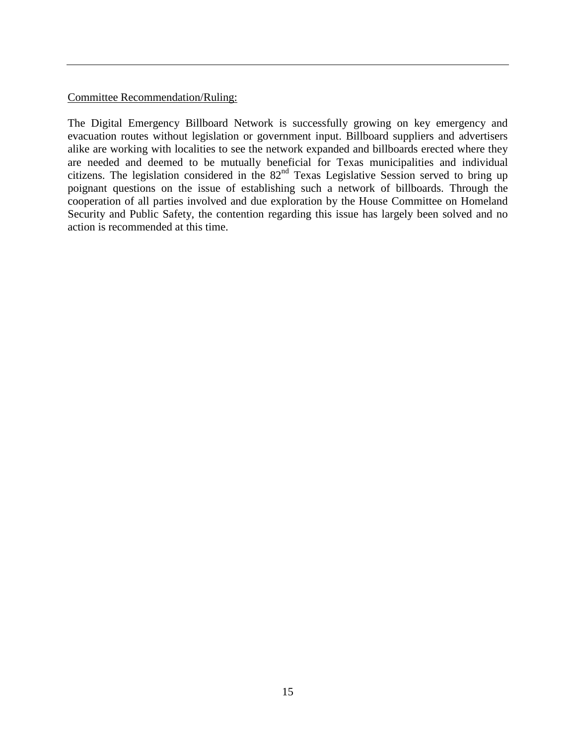---

Committee Recommendation/Ruling:

The Digital Emergency Billboard Network is successfully growing on key emergency and evacuation routes without legislation or government input. Billboard suppliers and advertisers alike are working with localities to see the network expanded and billboards erected where they are needed and deemed to be mutually beneficial for Texas municipalities and individual citizens. The legislation considered in the 82nd Texas Legislative Session served to bring up poignant questions on the issue of establishing such a network of billboards. Through the cooperation of all parties involved and due exploration by the House Committee on Homeland Security and Public Safety, the contention regarding this issue has largely been solved and no action is recommended at this time.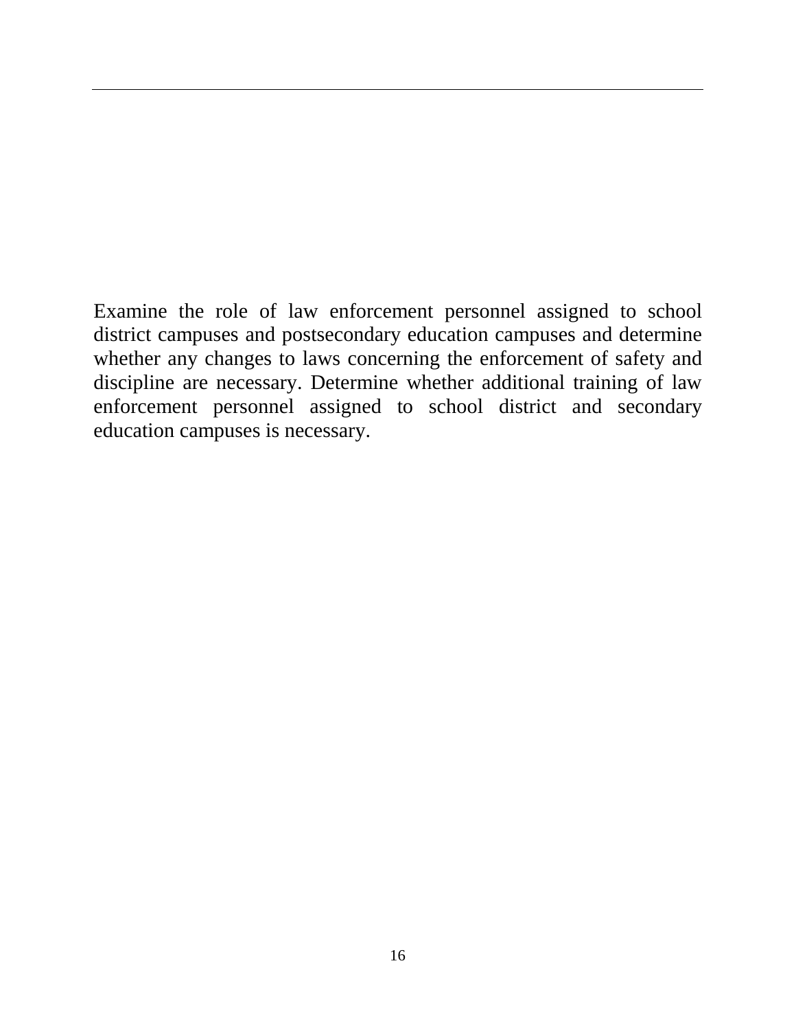Examine the role of law enforcement personnel assigned to school district campuses and postsecondary education campuses and determine whether any changes to laws concerning the enforcement of safety and discipline are necessary. Determine whether additional training of law enforcement personnel assigned to school district and secondary education campuses is necessary.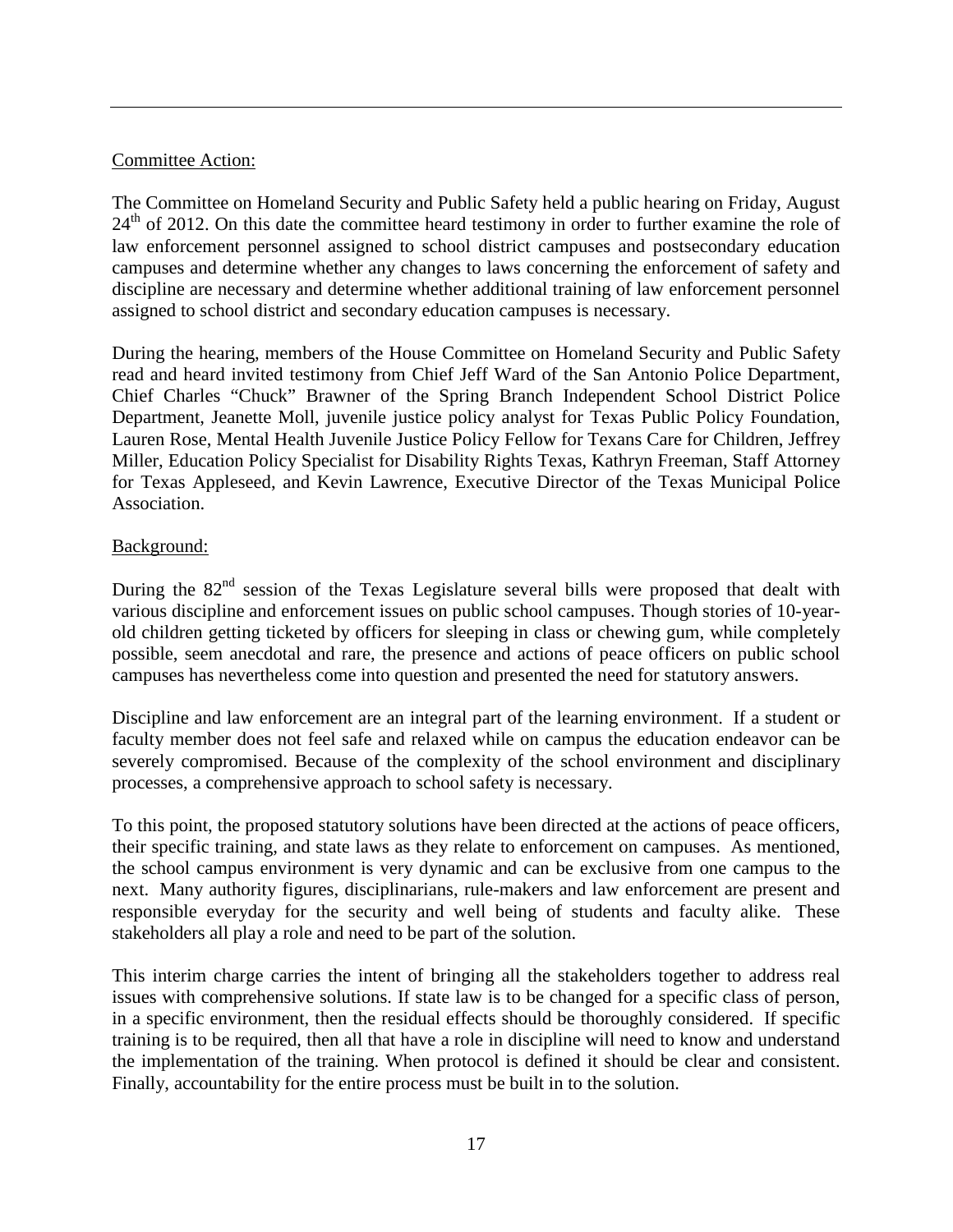Committee Action:

The Committee on Homeland Security and Public Safety held a public hearing on Friday, August 24th of 2012. On this date the committee heard testimony in order to further examine the role of law enforcement personnel assigned to school district campuses and postsecondary education campuses and determine whether any changes to laws concerning the enforcement of safety and discipline are necessary and determine whether additional training of law enforcement personnel assigned to school district and secondary education campuses is necessary.

During the hearing, members of the House Committee on Homeland Security and Public Safety read and heard invited testimony from Chief Jeff Ward of the San Antonio Police Department, Chief Charles "Chuck" Brawner of the Spring Branch Independent School District Police Department, Jeanette Moll, juvenile justice policy analyst for Texas Public Policy Foundation, Lauren Rose, Mental Health Juvenile Justice Policy Fellow for Texans Care for Children, Jeffrey Miller, Education Policy Specialist for Disability Rights Texas, Kathryn Freeman, Staff Attorney for Texas Appleseed, and Kevin Lawrence, Executive Director of the Texas Municipal Police Association.

Background:

During the 82nd session of the Texas Legislature several bills were proposed that dealt with various discipline and enforcement issues on public school campuses. Though stories of 10-year-old children getting ticketed by officers for sleeping in class or chewing gum, while completely possible, seem anecdotal and rare, the presence and actions of peace officers on public school campuses has nevertheless come into question and presented the need for statutory answers.

Discipline and law enforcement are an integral part of the learning environment. If a student or faculty member does not feel safe and relaxed while on campus the education endeavor can be severely compromised. Because of the complexity of the school environment and disciplinary processes, a comprehensive approach to school safety is necessary.

To this point, the proposed statutory solutions have been directed at the actions of peace officers, their specific training, and state laws as they relate to enforcement on campuses. As mentioned, the school campus environment is very dynamic and can be exclusive from one campus to the next. Many authority figures, disciplinarians, rule-makers and law enforcement are present and responsible everyday for the security and well being of students and faculty alike. These stakeholders all play a role and need to be part of the solution.

This interim charge carries the intent of bringing all the stakeholders together to address real issues with comprehensive solutions. If state law is to be changed for a specific class of person, in a specific environment, then the residual effects should be thoroughly considered. If specific training is to be required, then all that have a role in discipline will need to know and understand the implementation of the training. When protocol is defined it should be clear and consistent. Finally, accountability for the entire process must be built in to the solution.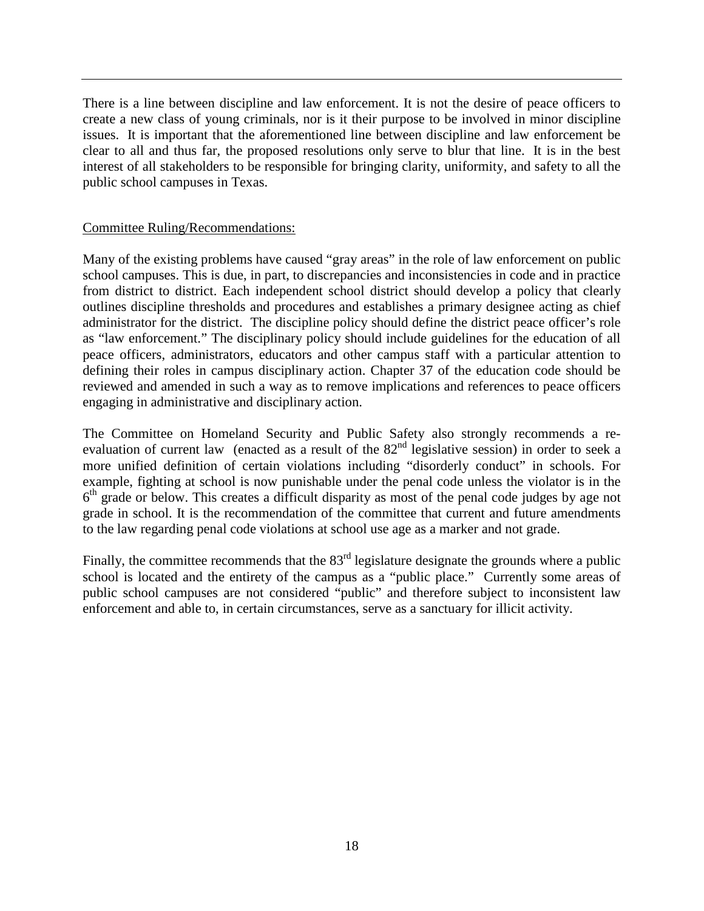There is a line between discipline and law enforcement. It is not the desire of peace officers to create a new class of young criminals, nor is it their purpose to be involved in minor discipline issues. It is important that the aforementioned line between discipline and law enforcement be clear to all and thus far, the proposed resolutions only serve to blur that line. It is in the best interest of all stakeholders to be responsible for bringing clarity, uniformity, and safety to all the public school campuses in Texas.

Committee Ruling/Recommendations:

Many of the existing problems have caused "gray areas" in the role of law enforcement on public school campuses. This is due, in part, to discrepancies and inconsistencies in code and in practice from district to district. Each independent school district should develop a policy that clearly outlines discipline thresholds and procedures and establishes a primary designee acting as chief administrator for the district. The discipline policy should define the district peace officer's role as "law enforcement." The disciplinary policy should include guidelines for the education of all peace officers, administrators, educators and other campus staff with a particular attention to defining their roles in campus disciplinary action. Chapter 37 of the education code should be reviewed and amended in such a way as to remove implications and references to peace officers engaging in administrative and disciplinary action.

The Committee on Homeland Security and Public Safety also strongly recommends a re-evaluation of current law (enacted as a result of the 82nd legislative session) in order to seek a more unified definition of certain violations including "disorderly conduct" in schools. For example, fighting at school is now punishable under the penal code unless the violator is in the 6th grade or below. This creates a difficult disparity as most of the penal code judges by age not grade in school. It is the recommendation of the committee that current and future amendments to the law regarding penal code violations at school use age as a marker and not grade.

Finally, the committee recommends that the 83rd legislature designate the grounds where a public school is located and the entirety of the campus as a "public place." Currently some areas of public school campuses are not considered "public" and therefore subject to inconsistent law enforcement and able to, in certain circumstances, serve as a sanctuary for illicit activity.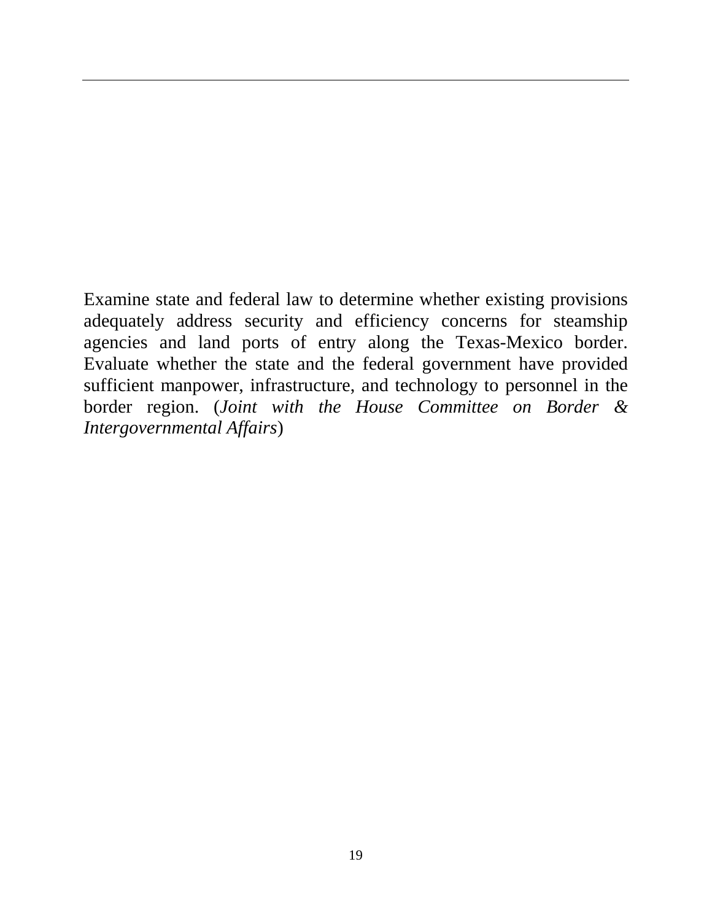Examine state and federal law to determine whether existing provisions adequately address security and efficiency concerns for steamship agencies and land ports of entry along the Texas-Mexico border. Evaluate whether the state and the federal government have provided sufficient manpower, infrastructure, and technology to personnel in the border region. (*Joint with the House Committee on Border & Intergovernmental Affairs*)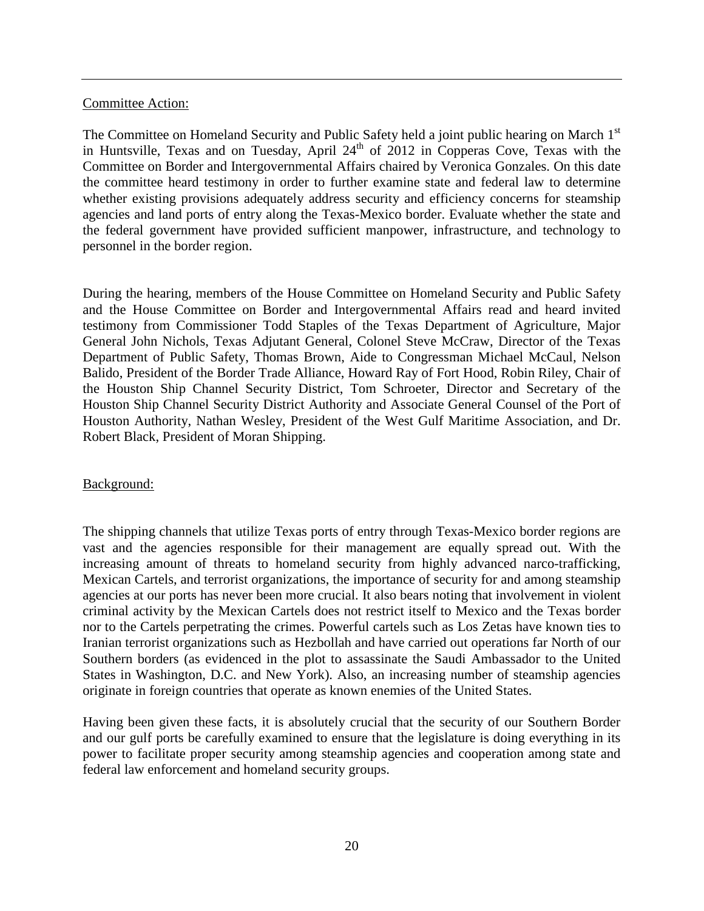Committee Action:

The Committee on Homeland Security and Public Safety held a joint public hearing on March 1st in Huntsville, Texas and on Tuesday, April 24th of 2012 in Copperas Cove, Texas with the Committee on Border and Intergovernmental Affairs chaired by Veronica Gonzales. On this date the committee heard testimony in order to further examine state and federal law to determine whether existing provisions adequately address security and efficiency concerns for steamship agencies and land ports of entry along the Texas-Mexico border. Evaluate whether the state and the federal government have provided sufficient manpower, infrastructure, and technology to personnel in the border region.

During the hearing, members of the House Committee on Homeland Security and Public Safety and the House Committee on Border and Intergovernmental Affairs read and heard invited testimony from Commissioner Todd Staples of the Texas Department of Agriculture, Major General John Nichols, Texas Adjutant General, Colonel Steve McCraw, Director of the Texas Department of Public Safety, Thomas Brown, Aide to Congressman Michael McCaul, Nelson Balido, President of the Border Trade Alliance, Howard Ray of Fort Hood, Robin Riley, Chair of the Houston Ship Channel Security District, Tom Schroeter, Director and Secretary of the Houston Ship Channel Security District Authority and Associate General Counsel of the Port of Houston Authority, Nathan Wesley, President of the West Gulf Maritime Association, and Dr. Robert Black, President of Moran Shipping.

Background:

The shipping channels that utilize Texas ports of entry through Texas-Mexico border regions are vast and the agencies responsible for their management are equally spread out. With the increasing amount of threats to homeland security from highly advanced narco-trafficking, Mexican Cartels, and terrorist organizations, the importance of security for and among steamship agencies at our ports has never been more crucial. It also bears noting that involvement in violent criminal activity by the Mexican Cartels does not restrict itself to Mexico and the Texas border nor to the Cartels perpetrating the crimes. Powerful cartels such as Los Zetas have known ties to Iranian terrorist organizations such as Hezbollah and have carried out operations far North of our Southern borders (as evidenced in the plot to assassinate the Saudi Ambassador to the United States in Washington, D.C. and New York). Also, an increasing number of steamship agencies originate in foreign countries that operate as known enemies of the United States.

Having been given these facts, it is absolutely crucial that the security of our Southern Border and our gulf ports be carefully examined to ensure that the legislature is doing everything in its power to facilitate proper security among steamship agencies and cooperation among state and federal law enforcement and homeland security groups.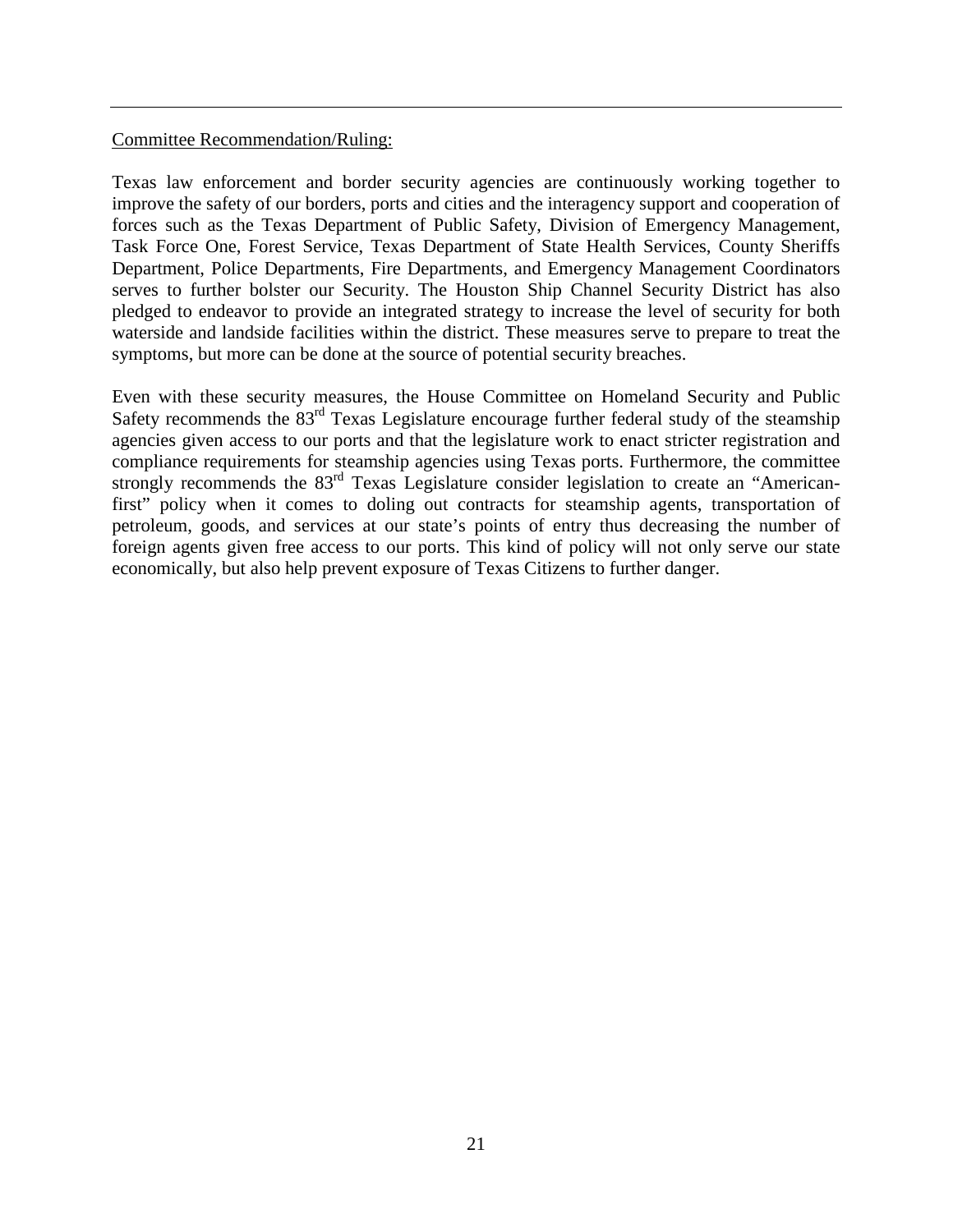---

Committee Recommendation/Ruling:

Texas law enforcement and border security agencies are continuously working together to improve the safety of our borders, ports and cities and the interagency support and cooperation of forces such as the Texas Department of Public Safety, Division of Emergency Management, Task Force One, Forest Service, Texas Department of State Health Services, County Sheriffs Department, Police Departments, Fire Departments, and Emergency Management Coordinators serves to further bolster our Security. The Houston Ship Channel Security District has also pledged to endeavor to provide an integrated strategy to increase the level of security for both waterside and landside facilities within the district. These measures serve to prepare to treat the symptoms, but more can be done at the source of potential security breaches.

Even with these security measures, the House Committee on Homeland Security and Public Safety recommends the 83rd Texas Legislature encourage further federal study of the steamship agencies given access to our ports and that the legislature work to enact stricter registration and compliance requirements for steamship agencies using Texas ports. Furthermore, the committee strongly recommends the 83rd Texas Legislature consider legislation to create an "American-first" policy when it comes to doling out contracts for steamship agents, transportation of petroleum, goods, and services at our state's points of entry thus decreasing the number of foreign agents given free access to our ports. This kind of policy will not only serve our state economically, but also help prevent exposure of Texas Citizens to further danger.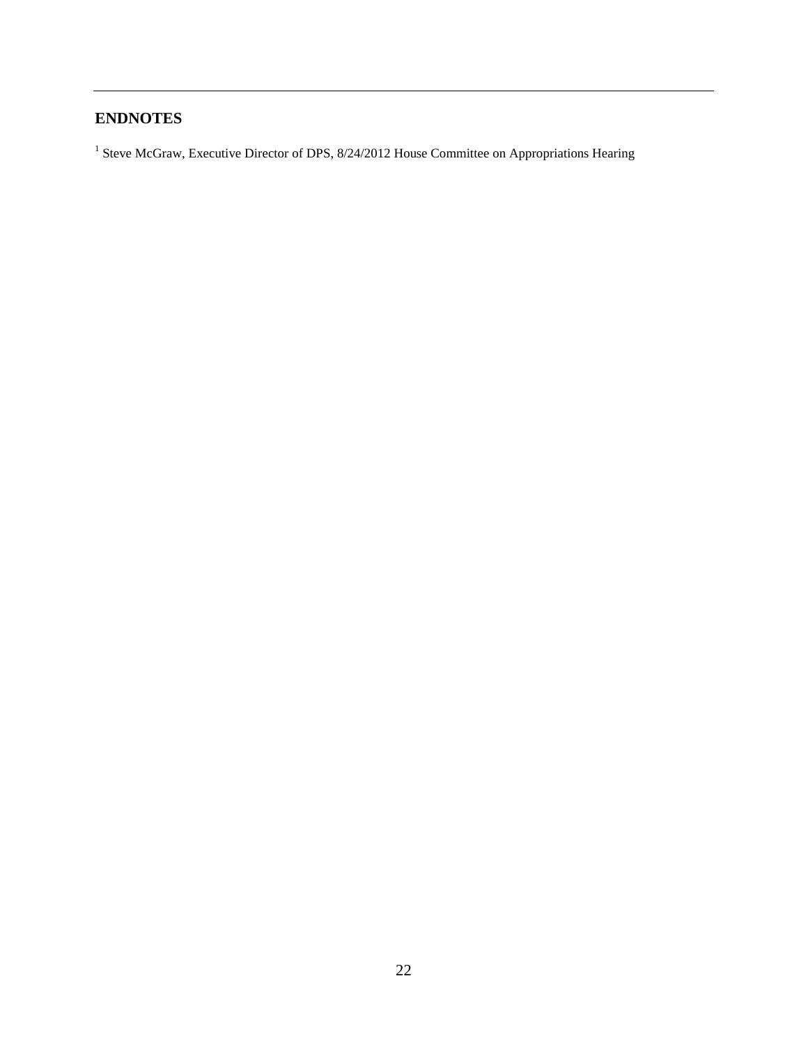## ENDNOTES

[1] Steve McGraw, Executive Director of DPS, 8/24/2012 House Committee on Appropriations Hearing